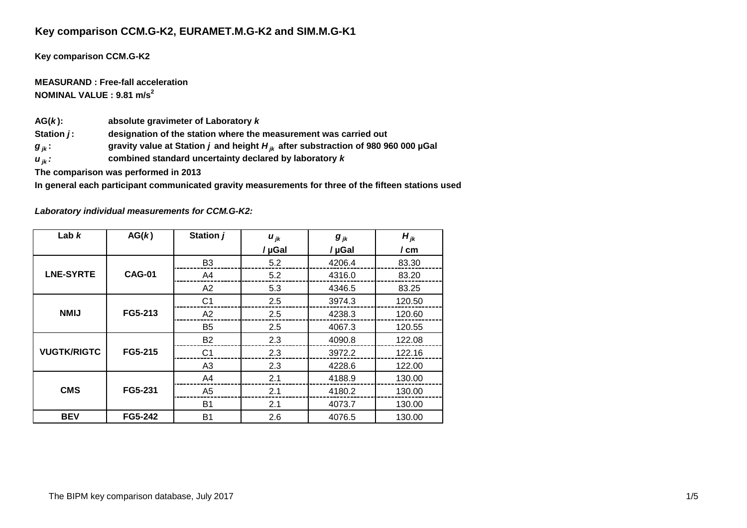# Key comparison CCM.G-K2, EURAMET.M.G-K2 and SIM.M.G-K1

**Key comparison CCM.G-K2**

**MEASURAND : Free-fall acceleration**
**NOMINAL VALUE : 9.81 m/s$^2$**

**AG(*k*):** absolute gravimeter of Laboratory *k*
**Station *j*:** designation of the station where the measurement was carried out
**$g_{jk}$:** gravity value at Station *j* and height $H_{jk}$ after substraction of 980 960 000 µGal
**$u_{jk}$:** combined standard uncertainty declared by laboratory *k*
**The comparison was performed in 2013**
**In general each participant communicated gravity measurements for three of the fifteen stations used**

***Laboratory individual measurements for CCM.G-K2:***

| Lab *k* | AG(*k*) | Station *j* | $u_{jk}$ / µGal | $g_{jk}$ / µGal | $H_{jk}$ / cm |
|---|---|---|---|---|---|
| **LNE-SYRTE** | **CAG-01** | B3 | 5.2 | 4206.4 | 83.30 |
| | | A4 | 5.2 | 4316.0 | 83.20 |
| | | A2 | 5.3 | 4346.5 | 83.25 |
| **NMIJ** | **FG5-213** | C1 | 2.5 | 3974.3 | 120.50 |
| | | A2 | 2.5 | 4238.3 | 120.60 |
| | | B5 | 2.5 | 4067.3 | 120.55 |
| **VUGTK/RIGTC** | **FG5-215** | B2 | 2.3 | 4090.8 | 122.08 |
| | | C1 | 2.3 | 3972.2 | 122.16 |
| | | A3 | 2.3 | 4228.6 | 122.00 |
| **CMS** | **FG5-231** | A4 | 2.1 | 4188.9 | 130.00 |
| | | A5 | 2.1 | 4180.2 | 130.00 |
| | | B1 | 2.1 | 4073.7 | 130.00 |
| **BEV** | **FG5-242** | B1 | 2.6 | 4076.5 | 130.00 |

The BIPM key comparison database, July 2017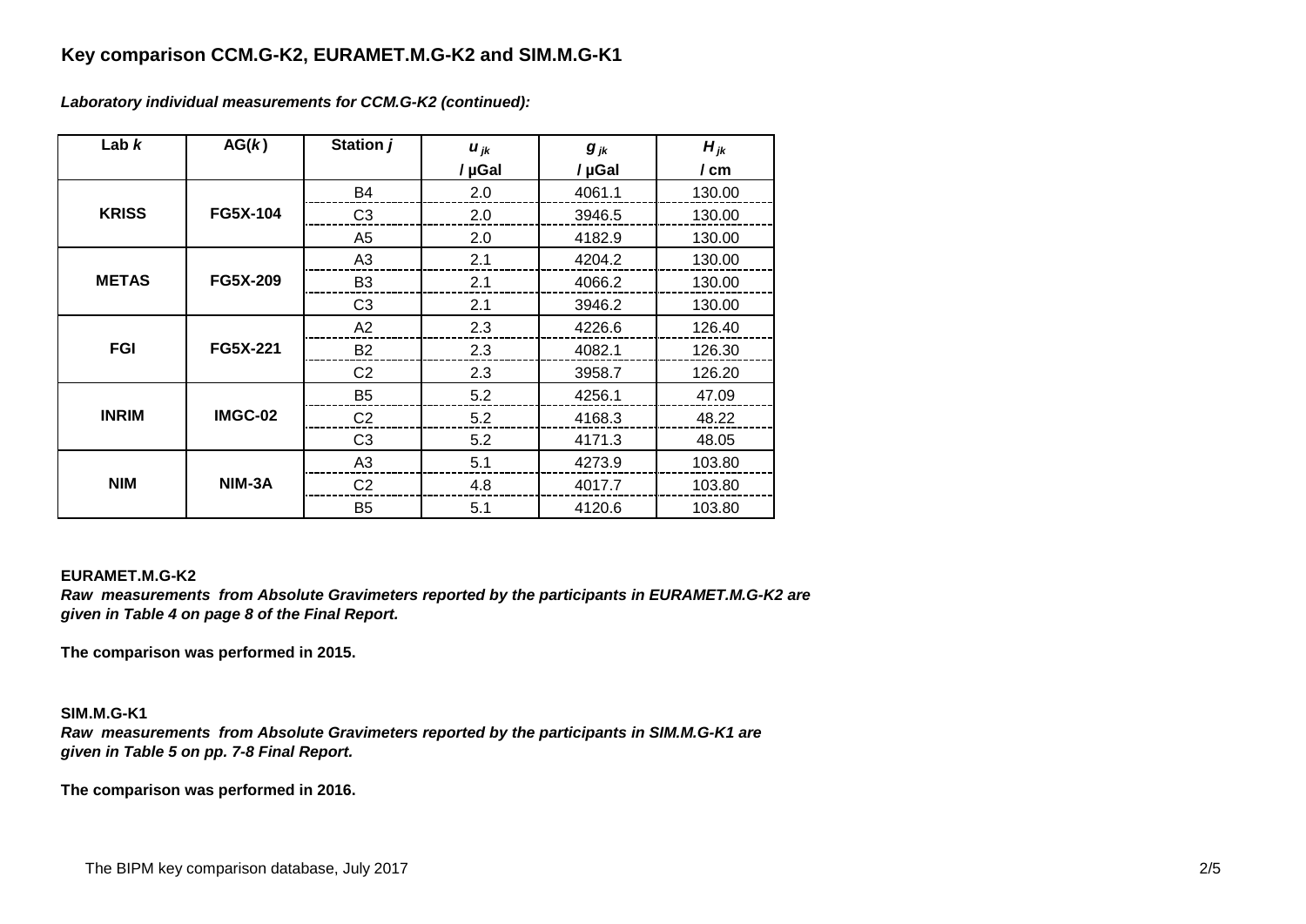## Key comparison CCM.G-K2, EURAMET.M.G-K2 and SIM.M.G-K1

***Laboratory individual measurements for CCM.G-K2 (continued):***

| Lab $k$ | AG($k$) | Station $j$ | $u_{jk}$ / μGal | $g_{jk}$ / μGal | $H_{jk}$ / cm |
|---|---|---|---|---|---|
| **KRISS** | **FG5X-104** | B4 | 2.0 | 4061.1 | 130.00 |
| | | C3 | 2.0 | 3946.5 | 130.00 |
| | | A5 | 2.0 | 4182.9 | 130.00 |
| **METAS** | **FG5X-209** | A3 | 2.1 | 4204.2 | 130.00 |
| | | B3 | 2.1 | 4066.2 | 130.00 |
| | | C3 | 2.1 | 3946.2 | 130.00 |
| **FGI** | **FG5X-221** | A2 | 2.3 | 4226.6 | 126.40 |
| | | B2 | 2.3 | 4082.1 | 126.30 |
| | | C2 | 2.3 | 3958.7 | 126.20 |
| **INRIM** | **IMGC-02** | B5 | 5.2 | 4256.1 | 47.09 |
| | | C2 | 5.2 | 4168.3 | 48.22 |
| | | C3 | 5.2 | 4171.3 | 48.05 |
| **NIM** | **NIM-3A** | A3 | 5.1 | 4273.9 | 103.80 |
| | | C2 | 4.8 | 4017.7 | 103.80 |
| | | B5 | 5.1 | 4120.6 | 103.80 |

**EURAMET.M.G-K2**

***Raw measurements from Absolute Gravimeters reported by the participants in EURAMET.M.G-K2 are given in Table 4 on page 8 of the Final Report.***

**The comparison was performed in 2015.**

**SIM.M.G-K1**

***Raw measurements from Absolute Gravimeters reported by the participants in SIM.M.G-K1 are given in Table 5 on pp. 7-8 Final Report.***

**The comparison was performed in 2016.**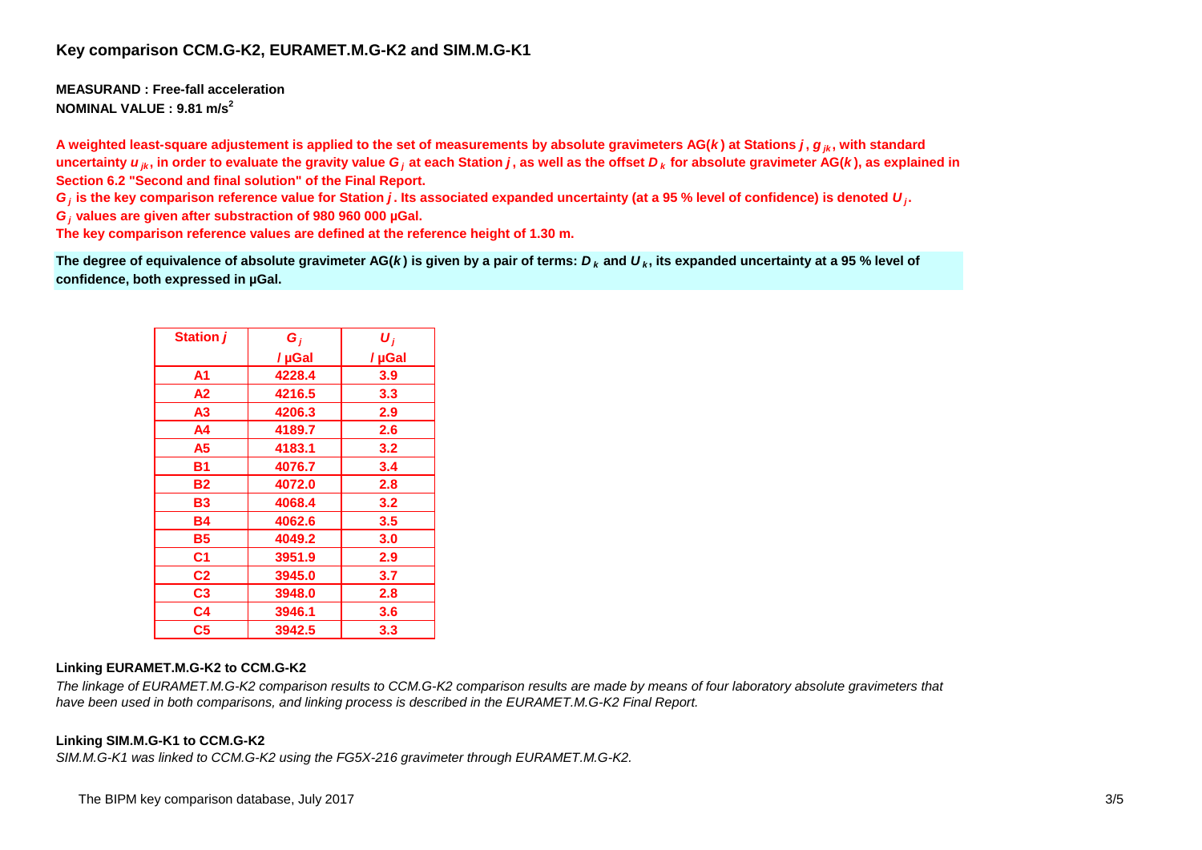## Key comparison CCM.G-K2, EURAMET.M.G-K2 and SIM.M.G-K1

**MEASURAND : Free-fall acceleration**
**NOMINAL VALUE : 9.81 m/s$^2$**

**A weighted least-square adjustement is applied to the set of measurements by absolute gravimeters AG($k$) at Stations $j$, $g_{jk}$, with standard uncertainty $u_{jk}$, in order to evaluate the gravity value $G_j$ at each Station $j$, as well as the offset $D_k$ for absolute gravimeter AG($k$), as explained in Section 6.2 "Second and final solution" of the Final Report.**
**$G_j$ is the key comparison reference value for Station $j$. Its associated expanded uncertainty (at a 95 % level of confidence) is denoted $U_j$.**
**$G_j$ values are given after substraction of 980 960 000 µGal.**
**The key comparison reference values are defined at the reference height of 1.30 m.**

**The degree of equivalence of absolute gravimeter AG($k$) is given by a pair of terms: $D_k$ and $U_k$, its expanded uncertainty at a 95 % level of confidence, both expressed in µGal.**

| Station $j$ | $G_j$ / µGal | $U_j$ / µGal |
|---|---|---|
| A1 | 4228.4 | 3.9 |
| A2 | 4216.5 | 3.3 |
| A3 | 4206.3 | 2.9 |
| A4 | 4189.7 | 2.6 |
| A5 | 4183.1 | 3.2 |
| B1 | 4076.7 | 3.4 |
| B2 | 4072.0 | 2.8 |
| B3 | 4068.4 | 3.2 |
| B4 | 4062.6 | 3.5 |
| B5 | 4049.2 | 3.0 |
| C1 | 3951.9 | 2.9 |
| C2 | 3945.0 | 3.7 |
| C3 | 3948.0 | 2.8 |
| C4 | 3946.1 | 3.6 |
| C5 | 3942.5 | 3.3 |

**Linking EURAMET.M.G-K2 to CCM.G-K2**

*The linkage of EURAMET.M.G-K2 comparison results to CCM.G-K2 comparison results are made by means of four laboratory absolute gravimeters that have been used in both comparisons, and linking process is described in the EURAMET.M.G-K2 Final Report.*

**Linking SIM.M.G-K1 to CCM.G-K2**

*SIM.M.G-K1 was linked to CCM.G-K2 using the FG5X-216 gravimeter through EURAMET.M.G-K2.*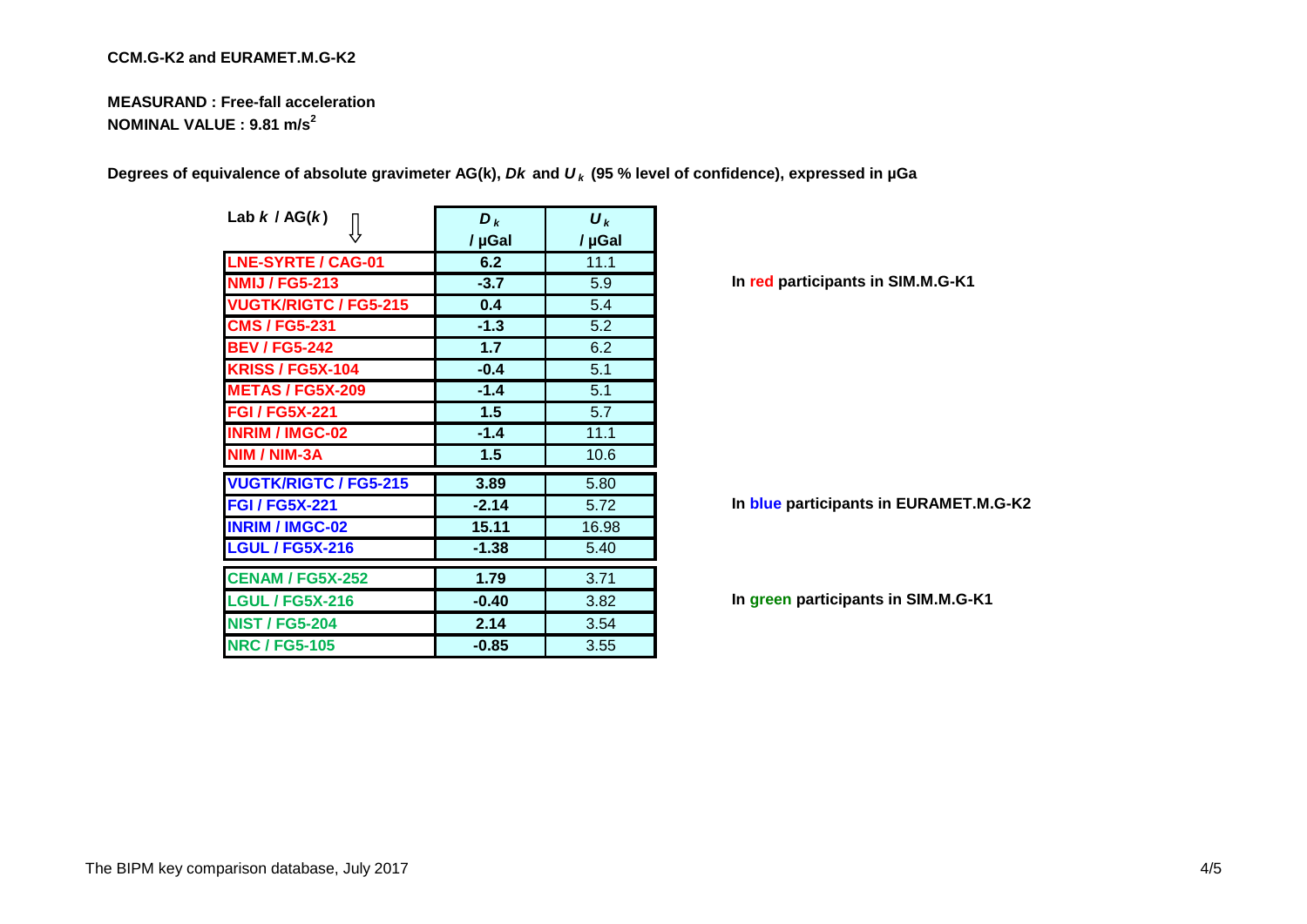**CCM.G-K2 and EURAMET.M.G-K2**

**MEASURAND : Free-fall acceleration**
**NOMINAL VALUE : 9.81 m/s²**

**Degrees of equivalence of absolute gravimeter AG(k), *Dk* and $U_k$ (95 % level of confidence), expressed in µGa**

| Lab *k* / AG(*k*) | $D_k$ / µGal | $U_k$ / µGal |
|---|---|---|
| LNE-SYRTE / CAG-01 | 6.2 | 11.1 |
| NMIJ / FG5-213 | -3.7 | 5.9 |
| VUGTK/RIGTC / FG5-215 | 0.4 | 5.4 |
| CMS / FG5-231 | -1.3 | 5.2 |
| BEV / FG5-242 | 1.7 | 6.2 |
| KRISS / FG5X-104 | -0.4 | 5.1 |
| METAS / FG5X-209 | -1.4 | 5.1 |
| FGI / FG5X-221 | 1.5 | 5.7 |
| INRIM / IMGC-02 | -1.4 | 11.1 |
| NIM / NIM-3A | 1.5 | 10.6 |
| VUGTK/RIGTC / FG5-215 | 3.89 | 5.80 |
| FGI / FG5X-221 | -2.14 | 5.72 |
| INRIM / IMGC-02 | 15.11 | 16.98 |
| LGUL / FG5X-216 | -1.38 | 5.40 |
| CENAM / FG5X-252 | 1.79 | 3.71 |
| LGUL / FG5X-216 | -0.40 | 3.82 |
| NIST / FG5-204 | 2.14 | 3.54 |
| NRC / FG5-105 | -0.85 | 3.55 |

In red participants in SIM.M.G-K1 (rows LNE-SYRTE / CAG-01 to NIM / NIM-3A)

In blue participants in EURAMET.M.G-K2 (rows VUGTK/RIGTC / FG5-215 to LGUL / FG5X-216)

In green participants in SIM.M.G-K1 (rows CENAM / FG5X-252 to NRC / FG5-105)

The BIPM key comparison database, July 2017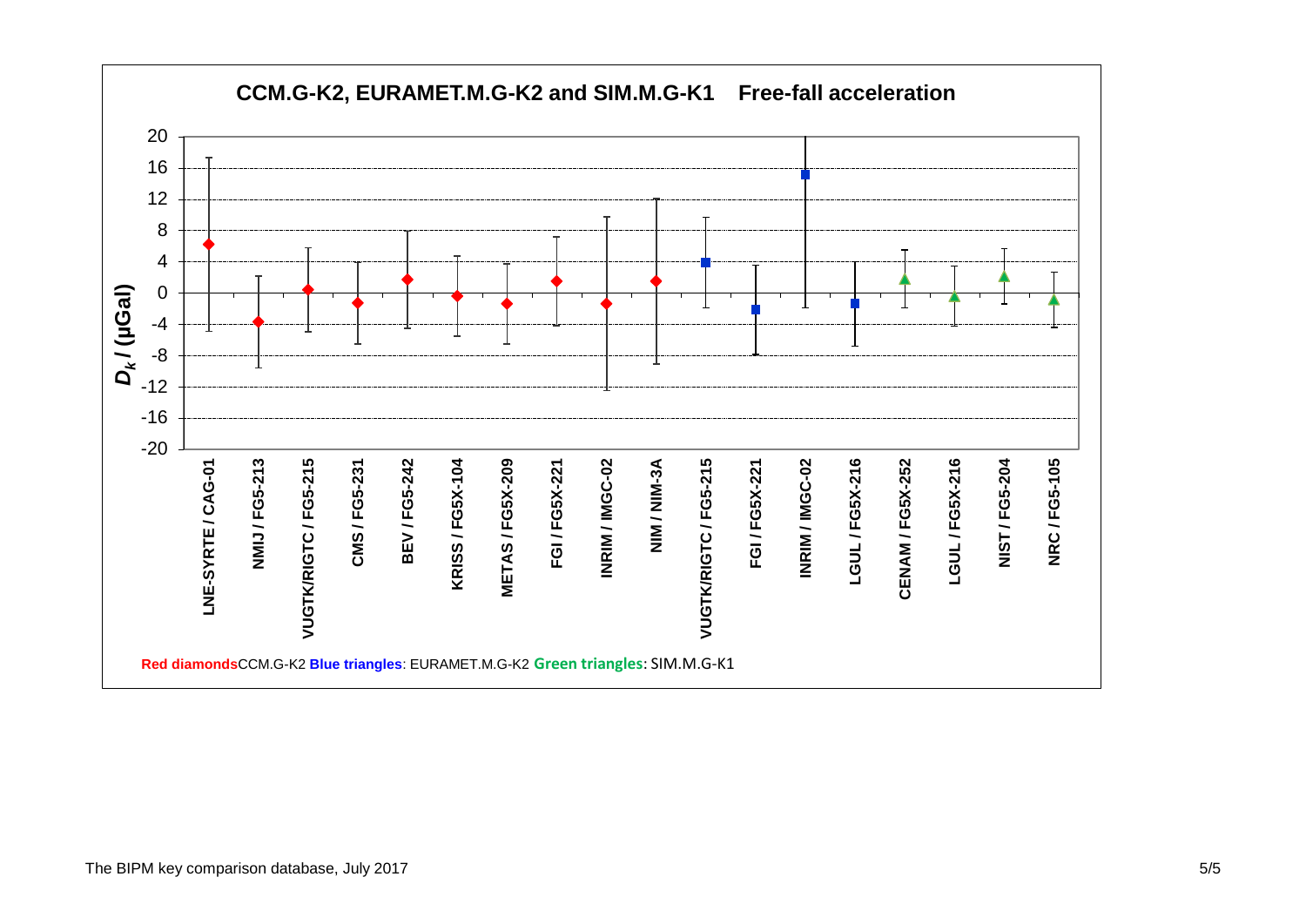CCM.G-K2, EURAMET.M.G-K2 and SIM.M.G-K1 Free-fall acceleration

$D_k$ / (μGal)

20
16
12
8
4
0
-4
-8
-12
-16
-20

LNE-SYRTE / CAG-01
NMIJ / FG5-213
VUGTK/RIGTC / FG5-215
CMS / FG5-231
BEV / FG5-242
KRISS / FG5X-104
METAS / FG5X-209
FGI / FG5X-221
INRIM / IMGC-02
NIM / NIM-3A
VUGTK/RIGTC / FG5-215
FGI / FG5X-221
INRIM / IMGC-02
LGUL / FG5X-216
CENAM / FG5X-252
LGUL / FG5X-216
NIST / FG5-204
NRC / FG5-105

**Red diamonds**CCM.G-K2 **Blue triangles**: EURAMET.M.G-K2 **Green triangles**: SIM.M.G-K1

The BIPM key comparison database, July 2017